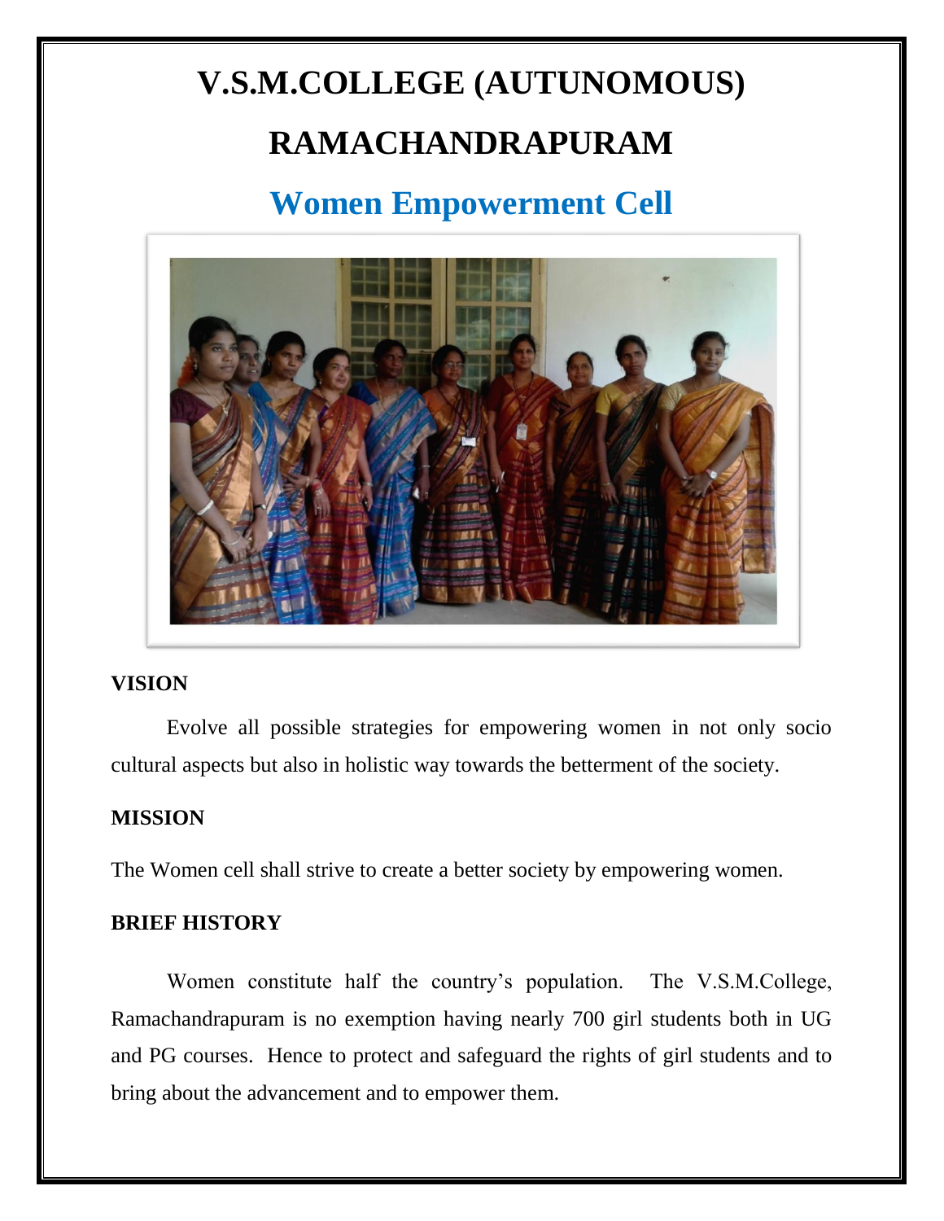# V.S.M.COLLEGE (AUTUNOMOUS)

# RAMACHANDRAPURAM

## Women Empowerment Cell

**VISION**

Evolve all possible strategies for empowering women in not only socio cultural aspects but also in holistic way towards the betterment of the society.

**MISSION**

The Women cell shall strive to create a better society by empowering women.

**BRIEF HISTORY**

Women constitute half the country's population. The V.S.M.College, Ramachandrapuram is no exemption having nearly 700 girl students both in UG and PG courses. Hence to protect and safeguard the rights of girl students and to bring about the advancement and to empower them.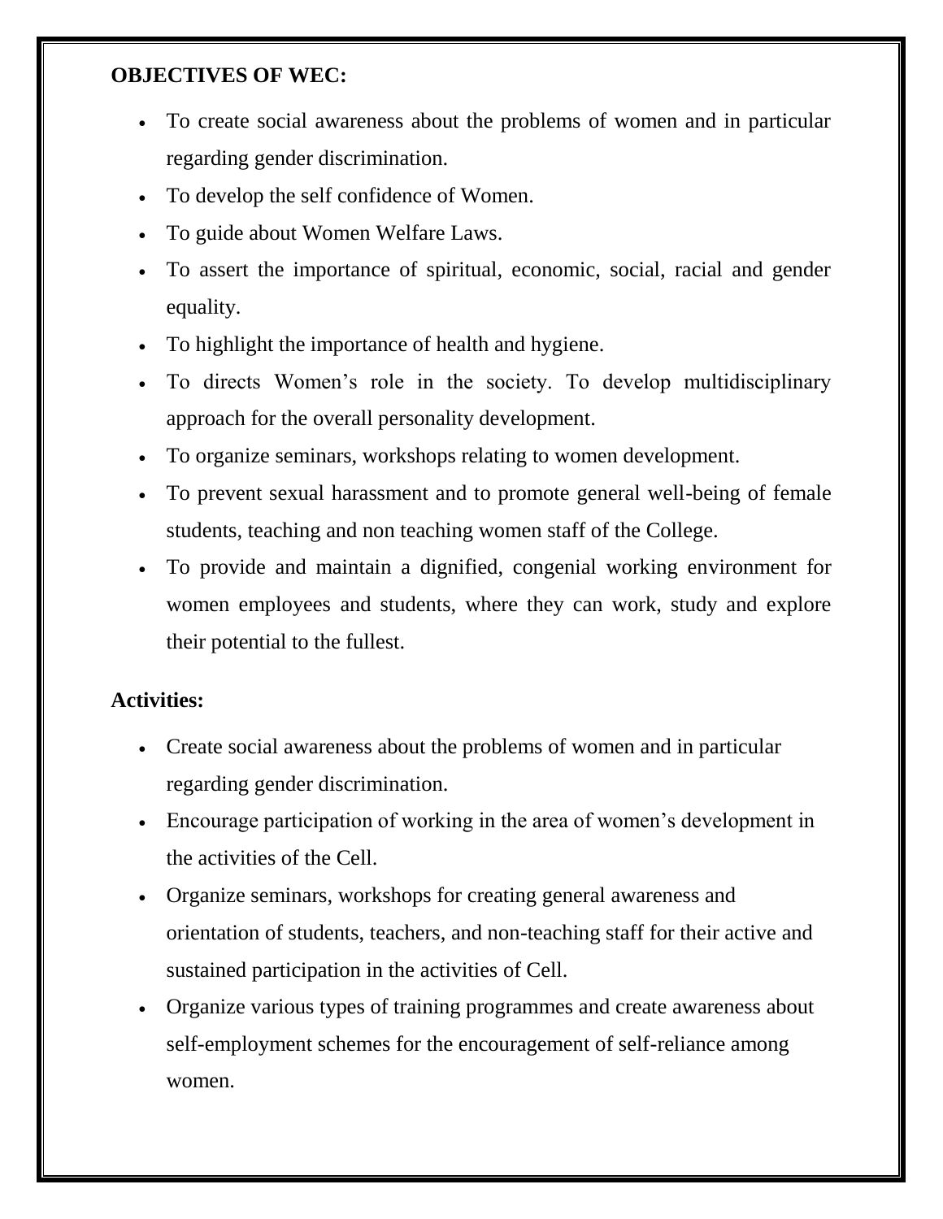**OBJECTIVES OF WEC:**

- To create social awareness about the problems of women and in particular regarding gender discrimination.
- To develop the self confidence of Women.
- To guide about Women Welfare Laws.
- To assert the importance of spiritual, economic, social, racial and gender equality.
- To highlight the importance of health and hygiene.
- To directs Women's role in the society. To develop multidisciplinary approach for the overall personality development.
- To organize seminars, workshops relating to women development.
- To prevent sexual harassment and to promote general well-being of female students, teaching and non teaching women staff of the College.
- To provide and maintain a dignified, congenial working environment for women employees and students, where they can work, study and explore their potential to the fullest.

**Activities:**

- Create social awareness about the problems of women and in particular regarding gender discrimination.
- Encourage participation of working in the area of women's development in the activities of the Cell.
- Organize seminars, workshops for creating general awareness and orientation of students, teachers, and non-teaching staff for their active and sustained participation in the activities of Cell.
- Organize various types of training programmes and create awareness about self-employment schemes for the encouragement of self-reliance among women.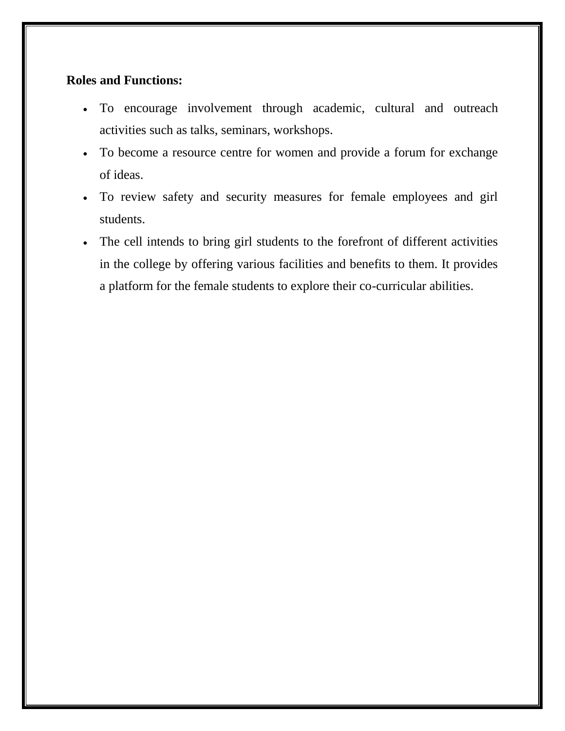**Roles and Functions:**

- To encourage involvement through academic, cultural and outreach activities such as talks, seminars, workshops.
- To become a resource centre for women and provide a forum for exchange of ideas.
- To review safety and security measures for female employees and girl students.
- The cell intends to bring girl students to the forefront of different activities in the college by offering various facilities and benefits to them. It provides a platform for the female students to explore their co-curricular abilities.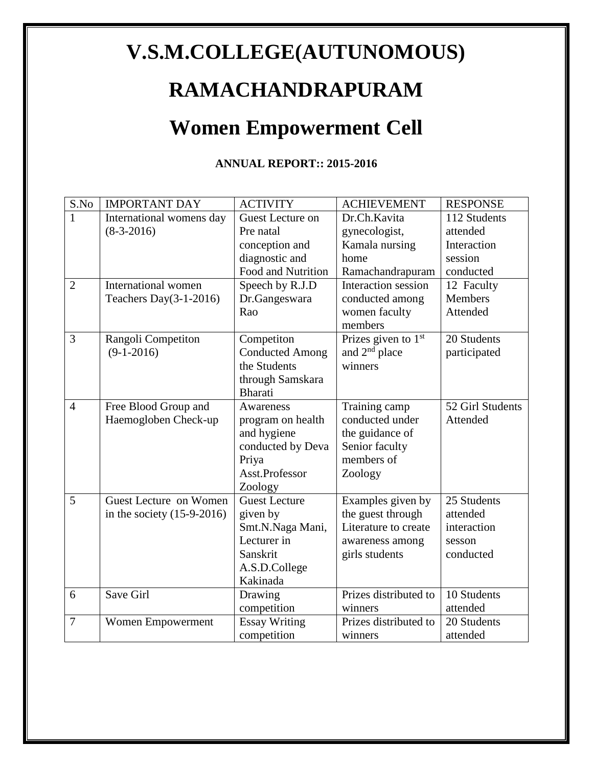# V.S.M.COLLEGE(AUTUNOMOUS)

# RAMACHANDRAPURAM

# Women Empowerment Cell

**ANNUAL REPORT:: 2015-2016**

| S.No | IMPORTANT DAY | ACTIVITY | ACHIEVEMENT | RESPONSE |
|---|---|---|---|---|
| 1 | International womens day (8-3-2016) | Guest Lecture on Pre natal conception and diagnostic and Food and Nutrition | Dr.Ch.Kavita gynecologist, Kamala nursing home Ramachandrapuram | 112 Students attended Interaction session conducted |
| 2 | International women Teachers Day(3-1-2016) | Speech by R.J.D Dr.Gangeswara Rao | Interaction session conducted among women faculty members | 12 Faculty Members Attended |
| 3 | Rangoli Competiton (9-1-2016) | Competiton Conducted Among the Students through Samskara Bharati | Prizes given to 1st and 2nd place winners | 20 Students participated |
| 4 | Free Blood Group and Haemogloben Check-up | Awareness program on health and hygiene conducted by Deva Priya Asst.Professor Zoology | Training camp conducted under the guidance of Senior faculty members of Zoology | 52 Girl Students Attended |
| 5 | Guest Lecture on Women in the society (15-9-2016) | Guest Lecture given by Smt.N.Naga Mani, Lecturer in Sanskrit A.S.D.College Kakinada | Examples given by the guest through Literature to create awareness among girls students | 25 Students attended interaction sesson conducted |
| 6 | Save Girl | Drawing competition | Prizes distributed to winners | 10 Students attended |
| 7 | Women Empowerment | Essay Writing competition | Prizes distributed to winners | 20 Students attended |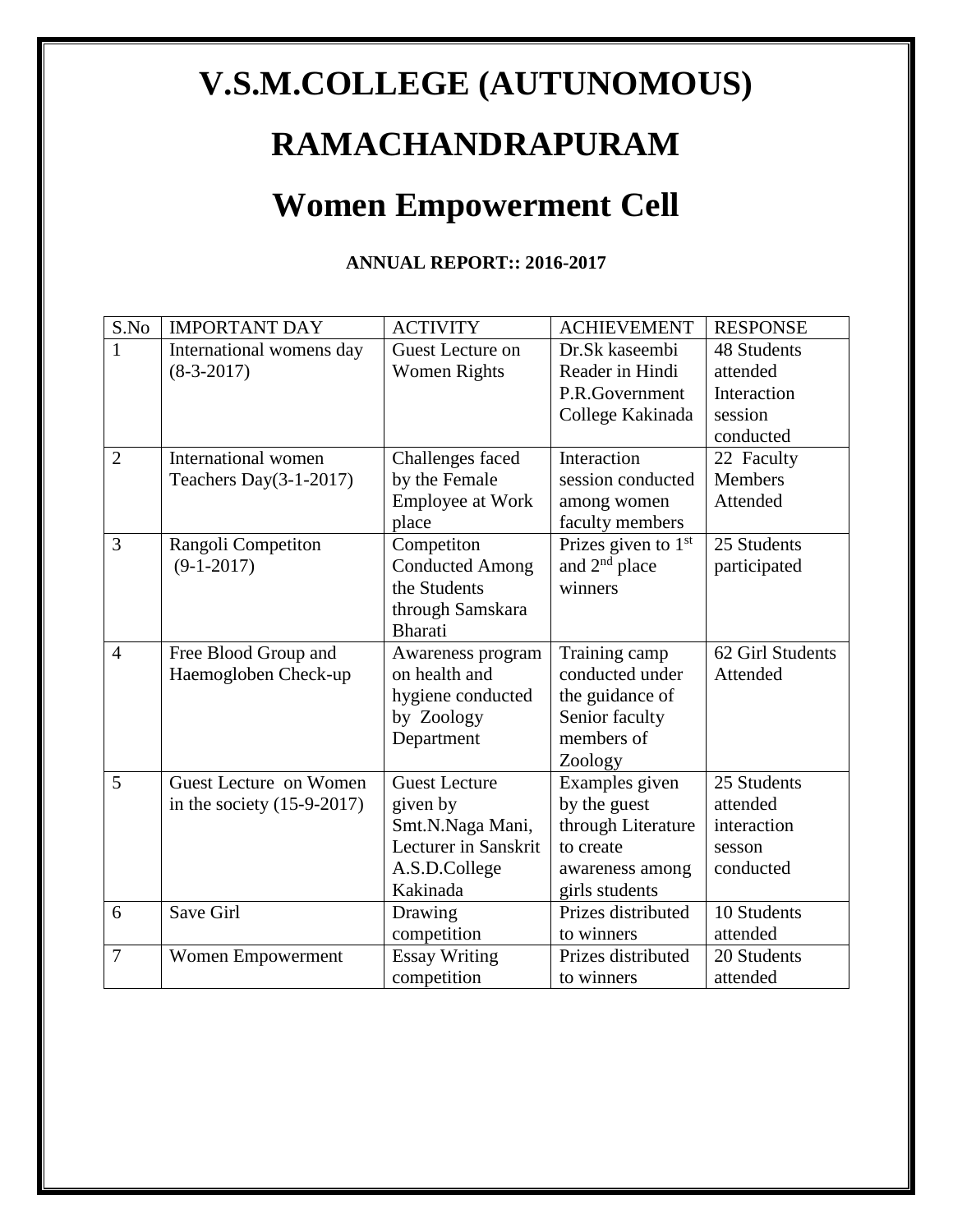# V.S.M.COLLEGE (AUTUNOMOUS)

# RAMACHANDRAPURAM

# Women Empowerment Cell

**ANNUAL REPORT:: 2016-2017**

| S.No | IMPORTANT DAY | ACTIVITY | ACHIEVEMENT | RESPONSE |
|---|---|---|---|---|
| 1 | International womens day (8-3-2017) | Guest Lecture on Women Rights | Dr.Sk kaseembi Reader in Hindi P.R.Government College Kakinada | 48 Students attended Interaction session conducted |
| 2 | International women Teachers Day(3-1-2017) | Challenges faced by the Female Employee at Work place | Interaction session conducted among women faculty members | 22 Faculty Members Attended |
| 3 | Rangoli Competiton (9-1-2017) | Competiton Conducted Among the Students through Samskara Bharati | Prizes given to 1st and 2nd place winners | 25 Students participated |
| 4 | Free Blood Group and Haemogloben Check-up | Awareness program on health and hygiene conducted by Zoology Department | Training camp conducted under the guidance of Senior faculty members of Zoology | 62 Girl Students Attended |
| 5 | Guest Lecture on Women in the society (15-9-2017) | Guest Lecture given by Smt.N.Naga Mani, Lecturer in Sanskrit A.S.D.College Kakinada | Examples given by the guest through Literature to create awareness among girls students | 25 Students attended interaction sesson conducted |
| 6 | Save Girl | Drawing competition | Prizes distributed to winners | 10 Students attended |
| 7 | Women Empowerment | Essay Writing competition | Prizes distributed to winners | 20 Students attended |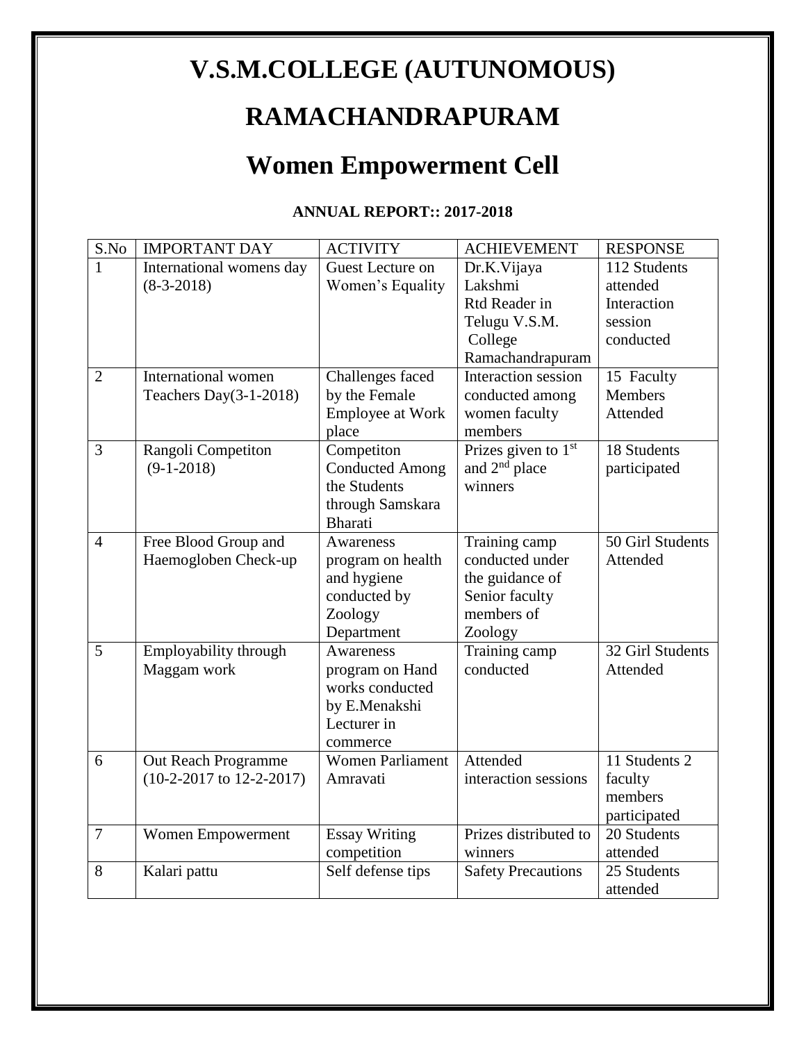# V.S.M.COLLEGE (AUTUNOMOUS)

# RAMACHANDRAPURAM

# Women Empowerment Cell

**ANNUAL REPORT:: 2017-2018**

| S.No | IMPORTANT DAY | ACTIVITY | ACHIEVEMENT | RESPONSE |
|---|---|---|---|---|
| 1 | International womens day (8-3-2018) | Guest Lecture on Women's Equality | Dr.K.Vijaya Lakshmi Rtd Reader in Telugu V.S.M. College Ramachandrapuram | 112 Students attended Interaction session conducted |
| 2 | International women Teachers Day(3-1-2018) | Challenges faced by the Female Employee at Work place | Interaction session conducted among women faculty members | 15 Faculty Members Attended |
| 3 | Rangoli Competiton (9-1-2018) | Competiton Conducted Among the Students through Samskara Bharati | Prizes given to 1st and 2nd place winners | 18 Students participated |
| 4 | Free Blood Group and Haemogloben Check-up | Awareness program on health and hygiene conducted by Zoology Department | Training camp conducted under the guidance of Senior faculty members of Zoology | 50 Girl Students Attended |
| 5 | Employability through Maggam work | Awareness program on Hand works conducted by E.Menakshi Lecturer in commerce | Training camp conducted | 32 Girl Students Attended |
| 6 | Out Reach Programme (10-2-2017 to 12-2-2017) | Women Parliament Amravati | Attended interaction sessions | 11 Students 2 faculty members participated |
| 7 | Women Empowerment | Essay Writing competition | Prizes distributed to winners | 20 Students attended |
| 8 | Kalari pattu | Self defense tips | Safety Precautions | 25 Students attended |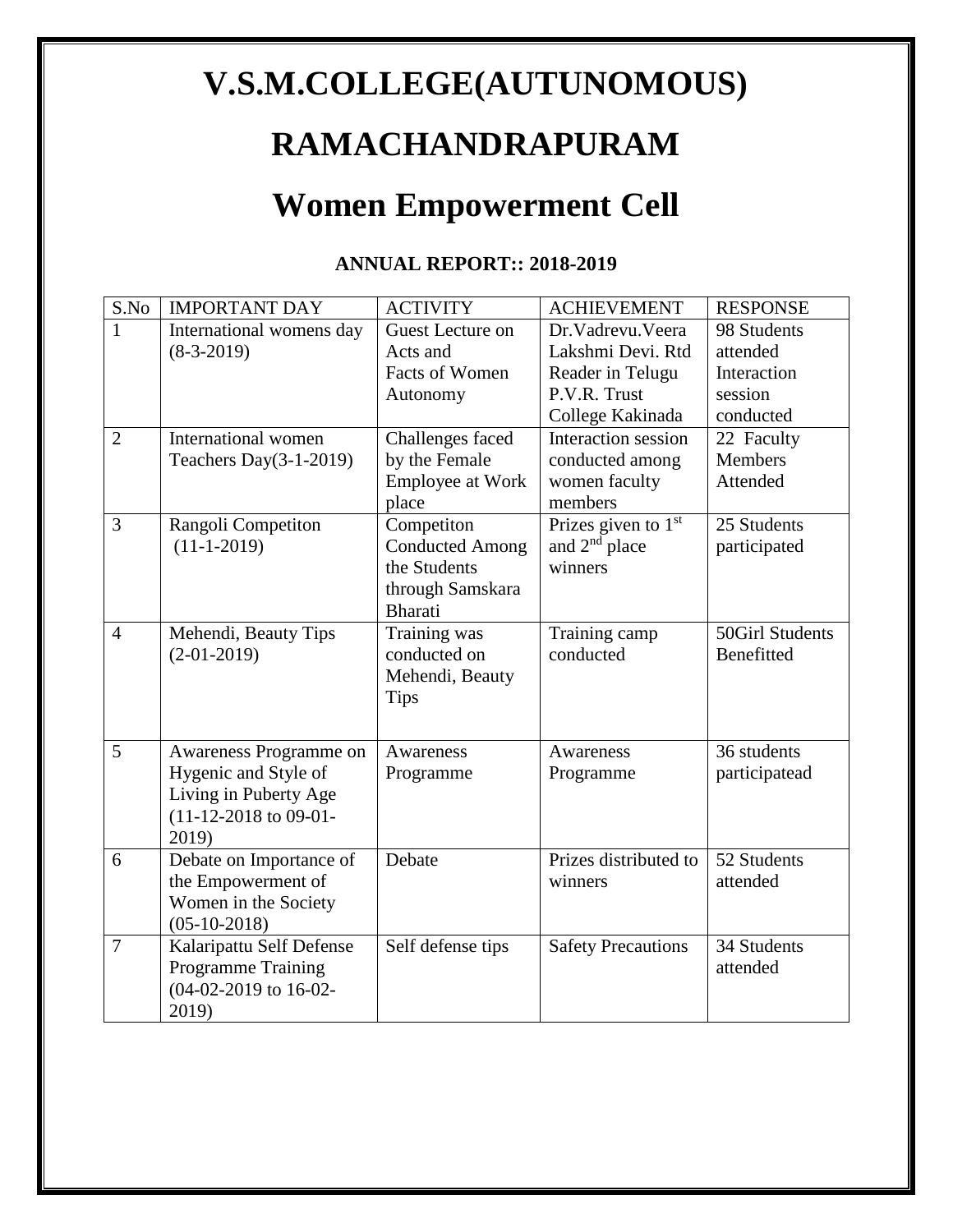# V.S.M.COLLEGE(AUTUNOMOUS)

# RAMACHANDRAPURAM

# Women Empowerment Cell

### ANNUAL REPORT:: 2018-2019

| S.No | IMPORTANT DAY | ACTIVITY | ACHIEVEMENT | RESPONSE |
|---|---|---|---|---|
| 1 | International womens day (8-3-2019) | Guest Lecture on Acts and Facts of Women Autonomy | Dr.Vadrevu.Veera Lakshmi Devi. Rtd Reader in Telugu P.V.R. Trust College Kakinada | 98 Students attended Interaction session conducted |
| 2 | International women Teachers Day(3-1-2019) | Challenges faced by the Female Employee at Work place | Interaction session conducted among women faculty members | 22 Faculty Members Attended |
| 3 | Rangoli Competiton (11-1-2019) | Competiton Conducted Among the Students through Samskara Bharati | Prizes given to 1st and 2nd place winners | 25 Students participated |
| 4 | Mehendi, Beauty Tips (2-01-2019) | Training was conducted on Mehendi, Beauty Tips | Training camp conducted | 50Girl Students Benefitted |
| 5 | Awareness Programme on Hygenic and Style of Living in Puberty Age (11-12-2018 to 09-01-2019) | Awareness Programme | Awareness Programme | 36 students participatead |
| 6 | Debate on Importance of the Empowerment of Women in the Society (05-10-2018) | Debate | Prizes distributed to winners | 52 Students attended |
| 7 | Kalaripattu Self Defense Programme Training (04-02-2019 to 16-02-2019) | Self defense tips | Safety Precautions | 34 Students attended |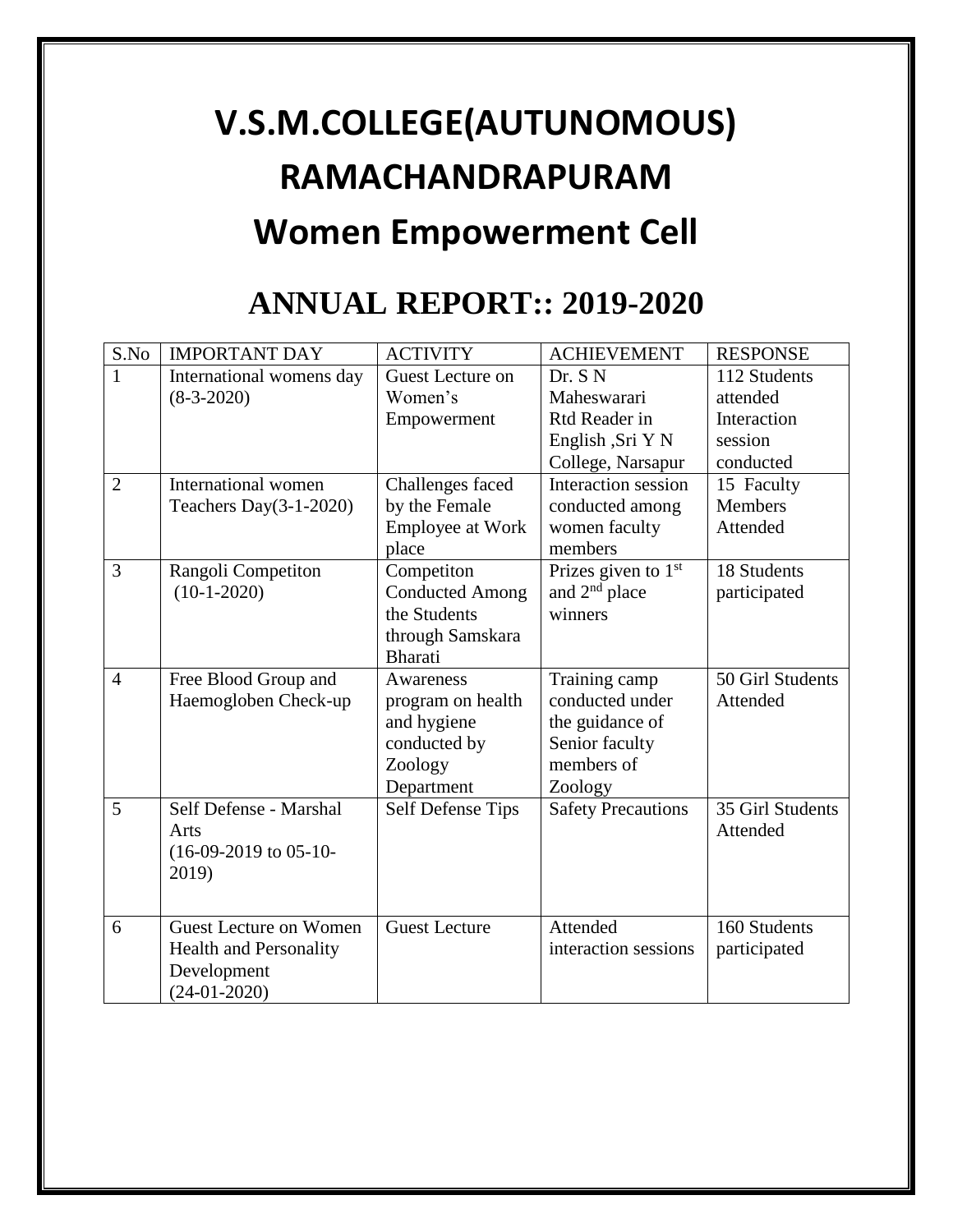# V.S.M.COLLEGE(AUTUNOMOUS)

# RAMACHANDRAPURAM

# Women Empowerment Cell

## ANNUAL REPORT:: 2019-2020

| S.No | IMPORTANT DAY | ACTIVITY | ACHIEVEMENT | RESPONSE |
|---|---|---|---|---|
| 1 | International womens day (8-3-2020) | Guest Lecture on Women's Empowerment | Dr. S N Maheswarari Rtd Reader in English ,Sri Y N College, Narsapur | 112 Students attended Interaction session conducted |
| 2 | International women Teachers Day(3-1-2020) | Challenges faced by the Female Employee at Work place | Interaction session conducted among women faculty members | 15 Faculty Members Attended |
| 3 | Rangoli Competiton (10-1-2020) | Competiton Conducted Among the Students through Samskara Bharati | Prizes given to 1st and 2nd place winners | 18 Students participated |
| 4 | Free Blood Group and Haemogloben Check-up | Awareness program on health and hygiene conducted by Zoology Department | Training camp conducted under the guidance of Senior faculty members of Zoology | 50 Girl Students Attended |
| 5 | Self Defense - Marshal Arts (16-09-2019 to 05-10-2019) | Self Defense Tips | Safety Precautions | 35 Girl Students Attended |
| 6 | Guest Lecture on Women Health and Personality Development (24-01-2020) | Guest Lecture | Attended interaction sessions | 160 Students participated |